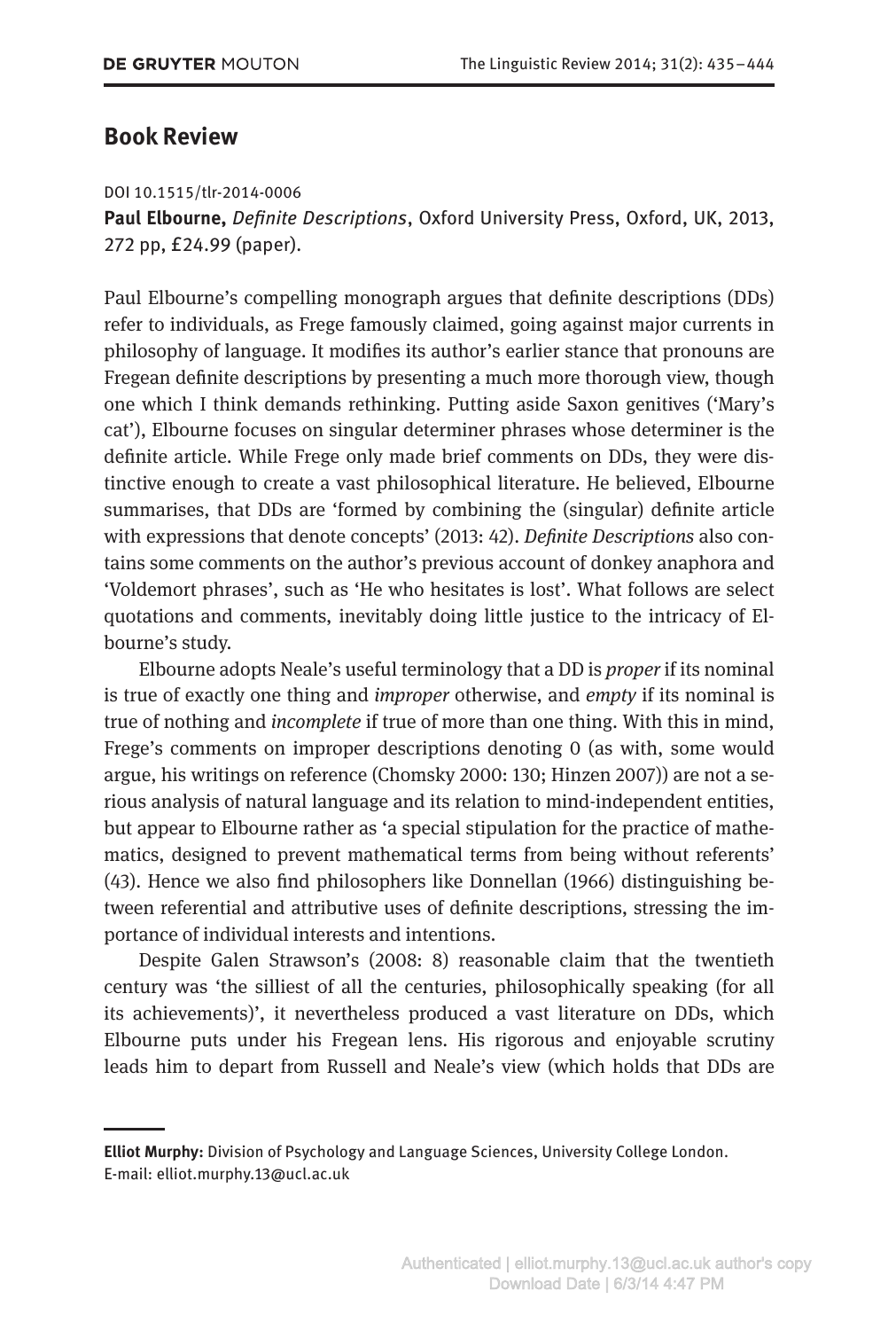## Book Review

DOI 10.1515/tlr-2014-0006

**Paul Elbourne,** *Definite Descriptions*, Oxford University Press, Oxford, UK, 2013, 272 pp, £24.99 (paper).

Paul Elbourne's compelling monograph argues that definite descriptions (DDs) refer to individuals, as Frege famously claimed, going against major currents in philosophy of language. It modifies its author's earlier stance that pronouns are Fregean definite descriptions by presenting a much more thorough view, though one which I think demands rethinking. Putting aside Saxon genitives ('Mary's cat'), Elbourne focuses on singular determiner phrases whose determiner is the definite article. While Frege only made brief comments on DDs, they were distinctive enough to create a vast philosophical literature. He believed, Elbourne summarises, that DDs are 'formed by combining the (singular) definite article with expressions that denote concepts' (2013: 42). *Definite Descriptions* also contains some comments on the author's previous account of donkey anaphora and 'Voldemort phrases', such as 'He who hesitates is lost'. What follows are select quotations and comments, inevitably doing little justice to the intricacy of Elbourne's study.

Elbourne adopts Neale's useful terminology that a DD is *proper* if its nominal is true of exactly one thing and *improper* otherwise, and *empty* if its nominal is true of nothing and *incomplete* if true of more than one thing. With this in mind, Frege's comments on improper descriptions denoting 0 (as with, some would argue, his writings on reference (Chomsky 2000: 130; Hinzen 2007)) are not a serious analysis of natural language and its relation to mind-independent entities, but appear to Elbourne rather as 'a special stipulation for the practice of mathematics, designed to prevent mathematical terms from being without referents' (43). Hence we also find philosophers like Donnellan (1966) distinguishing between referential and attributive uses of definite descriptions, stressing the importance of individual interests and intentions.

Despite Galen Strawson's (2008: 8) reasonable claim that the twentieth century was 'the silliest of all the centuries, philosophically speaking (for all its achievements)', it nevertheless produced a vast literature on DDs, which Elbourne puts under his Fregean lens. His rigorous and enjoyable scrutiny leads him to depart from Russell and Neale's view (which holds that DDs are

---

**Elliot Murphy:** Division of Psychology and Language Sciences, University College London. E-mail: elliot.murphy.13@ucl.ac.uk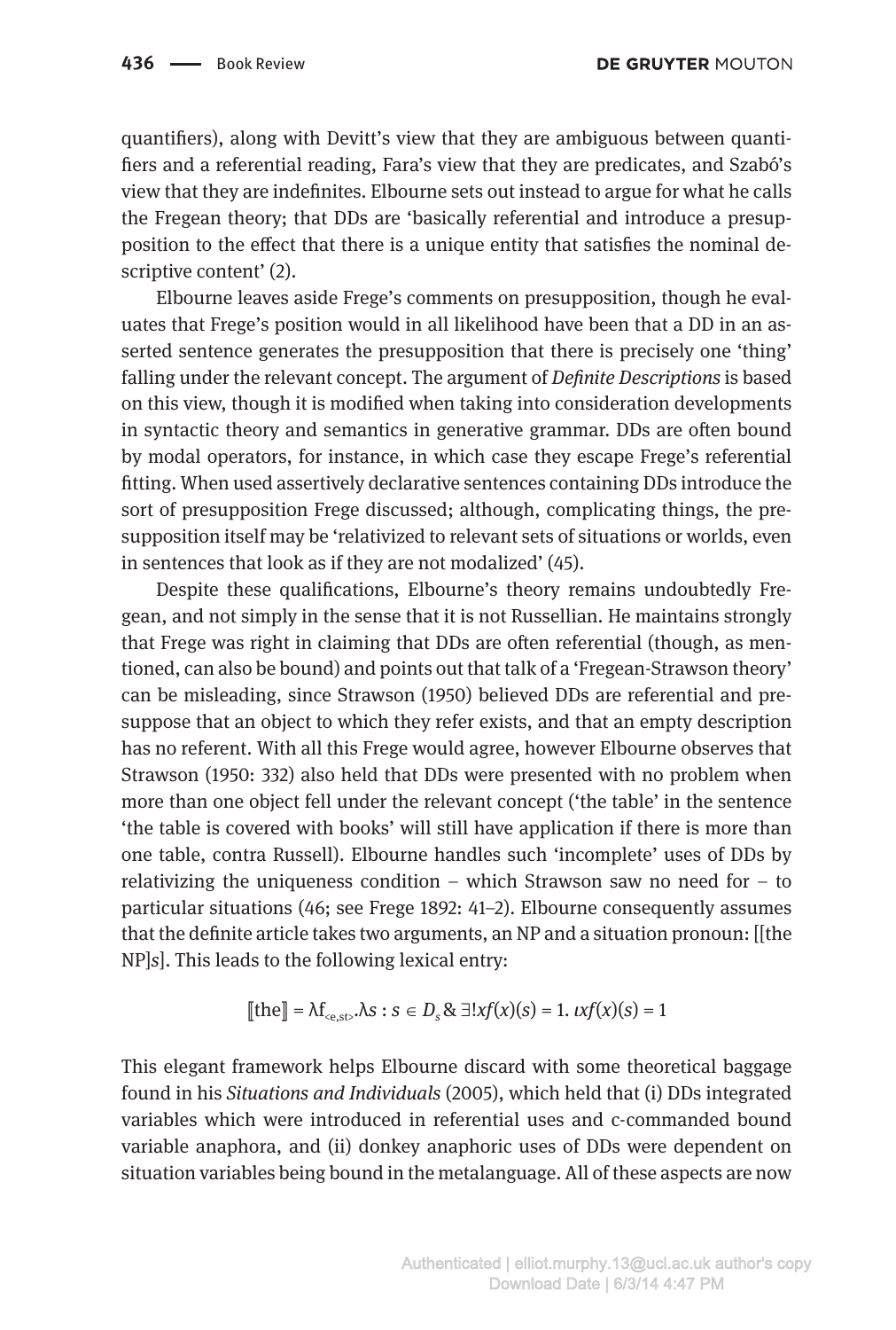quantifiers), along with Devitt's view that they are ambiguous between quantifiers and a referential reading, Fara's view that they are predicates, and Szabó's view that they are indefinites. Elbourne sets out instead to argue for what he calls the Fregean theory; that DDs are 'basically referential and introduce a presupposition to the effect that there is a unique entity that satisfies the nominal descriptive content' (2).

Elbourne leaves aside Frege's comments on presupposition, though he evaluates that Frege's position would in all likelihood have been that a DD in an asserted sentence generates the presupposition that there is precisely one 'thing' falling under the relevant concept. The argument of *Definite Descriptions* is based on this view, though it is modified when taking into consideration developments in syntactic theory and semantics in generative grammar. DDs are often bound by modal operators, for instance, in which case they escape Frege's referential fitting. When used assertively declarative sentences containing DDs introduce the sort of presupposition Frege discussed; although, complicating things, the presupposition itself may be 'relativized to relevant sets of situations or worlds, even in sentences that look as if they are not modalized' (45).

Despite these qualifications, Elbourne's theory remains undoubtedly Fregean, and not simply in the sense that it is not Russellian. He maintains strongly that Frege was right in claiming that DDs are often referential (though, as mentioned, can also be bound) and points out that talk of a 'Fregean-Strawson theory' can be misleading, since Strawson (1950) believed DDs are referential and presuppose that an object to which they refer exists, and that an empty description has no referent. With all this Frege would agree, however Elbourne observes that Strawson (1950: 332) also held that DDs were presented with no problem when more than one object fell under the relevant concept ('the table' in the sentence 'the table is covered with books' will still have application if there is more than one table, contra Russell). Elbourne handles such 'incomplete' uses of DDs by relativizing the uniqueness condition – which Strawson saw no need for – to particular situations (46; see Frege 1892: 41–2). Elbourne consequently assumes that the definite article takes two arguments, an NP and a situation pronoun: [[the NP]*s*]. This leads to the following lexical entry:

$$[\![\text{the}]\!] = \lambda f_{<e,st>}.\lambda s : s \in D_s \;\&\; \exists! x f(x)(s) = 1.\ \iota x f(x)(s) = 1$$

This elegant framework helps Elbourne discard with some theoretical baggage found in his *Situations and Individuals* (2005), which held that (i) DDs integrated variables which were introduced in referential uses and c-commanded bound variable anaphora, and (ii) donkey anaphoric uses of DDs were dependent on situation variables being bound in the metalanguage. All of these aspects are now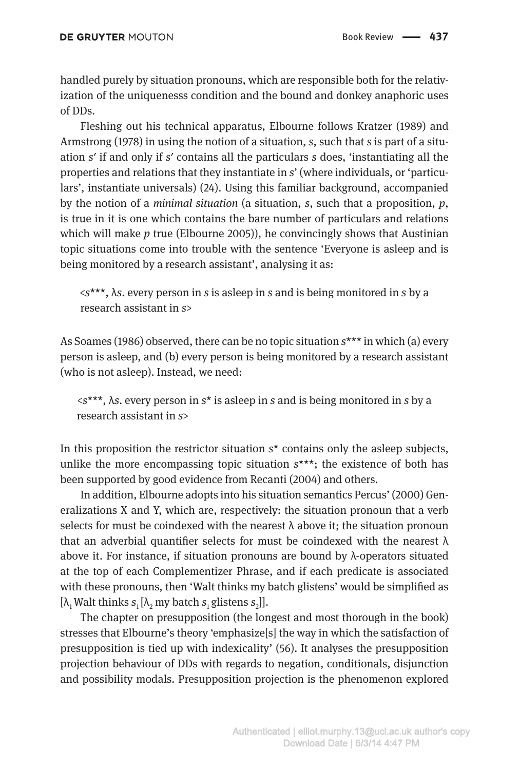handled purely by situation pronouns, which are responsible both for the relativization of the uniquenesss condition and the bound and donkey anaphoric uses of DDs.

Fleshing out his technical apparatus, Elbourne follows Kratzer (1989) and Armstrong (1978) in using the notion of a situation, *s*, such that *s* is part of a situation *s′* if and only if *s′* contains all the particulars *s* does, 'instantiating all the properties and relations that they instantiate in *s*' (where individuals, or 'particulars', instantiate universals) (24). Using this familiar background, accompanied by the notion of a *minimal situation* (a situation, *s*, such that a proposition, *p*, is true in it is one which contains the bare number of particulars and relations which will make *p* true (Elbourne 2005)), he convincingly shows that Austinian topic situations come into trouble with the sentence 'Everyone is asleep and is being monitored by a research assistant', analysing it as:

> <*s****, λ*s*. every person in *s* is asleep in *s* and is being monitored in *s* by a research assistant in *s*>

As Soames (1986) observed, there can be no topic situation *s**** in which (a) every person is asleep, and (b) every person is being monitored by a research assistant (who is not asleep). Instead, we need:

> <*s****, λ*s*. every person in *s** is asleep in *s* and is being monitored in *s* by a research assistant in *s*>

In this proposition the restrictor situation *s** contains only the asleep subjects, unlike the more encompassing topic situation *s****; the existence of both has been supported by good evidence from Recanti (2004) and others.

In addition, Elbourne adopts into his situation semantics Percus' (2000) Generalizations X and Y, which are, respectively: the situation pronoun that a verb selects for must be coindexed with the nearest λ above it; the situation pronoun that an adverbial quantifier selects for must be coindexed with the nearest λ above it. For instance, if situation pronouns are bound by λ-operators situated at the top of each Complementizer Phrase, and if each predicate is associated with these pronouns, then 'Walt thinks my batch glistens' would be simplified as [$\lambda_1$ Walt thinks $s_1$ [$\lambda_2$ my batch $s_1$ glistens $s_2$]].

The chapter on presupposition (the longest and most thorough in the book) stresses that Elbourne's theory 'emphasize[s] the way in which the satisfaction of presupposition is tied up with indexicality' (56). It analyses the presupposition projection behaviour of DDs with regards to negation, conditionals, disjunction and possibility modals. Presupposition projection is the phenomenon explored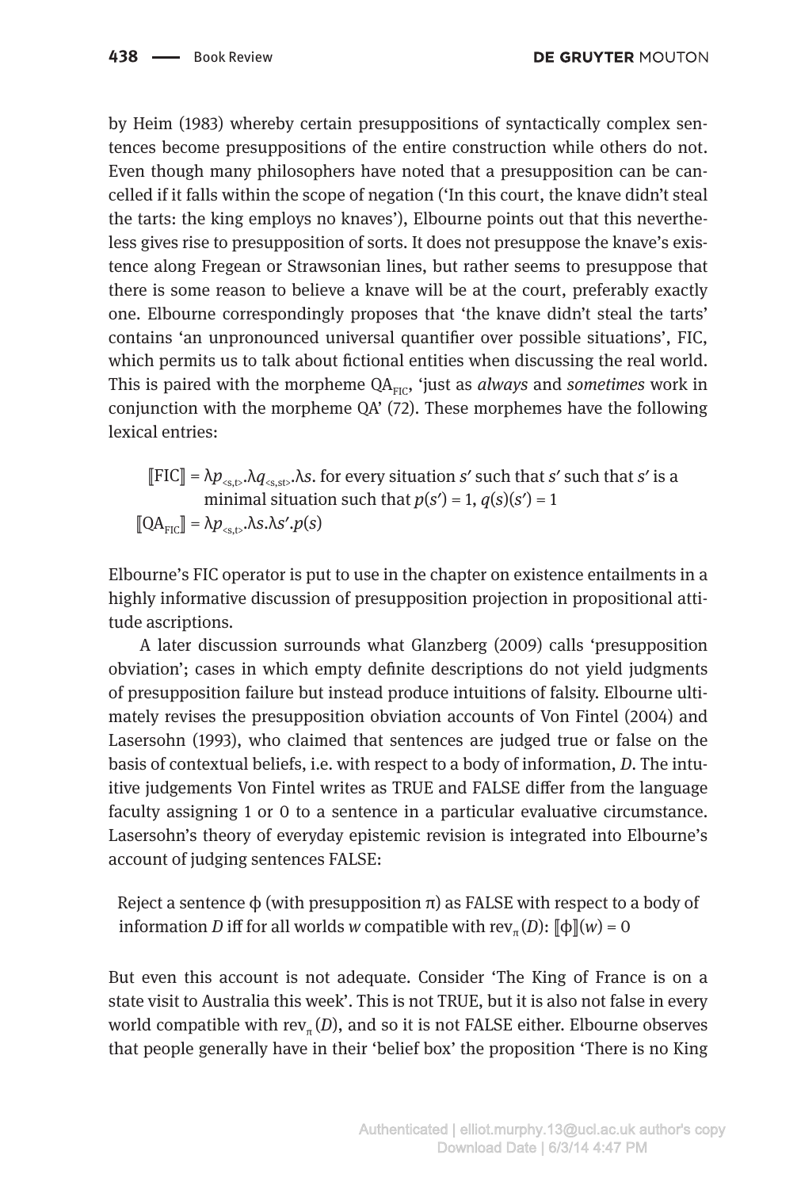by Heim (1983) whereby certain presuppositions of syntactically complex sentences become presuppositions of the entire construction while others do not. Even though many philosophers have noted that a presupposition can be cancelled if it falls within the scope of negation ('In this court, the knave didn't steal the tarts: the king employs no knaves'), Elbourne points out that this nevertheless gives rise to presupposition of sorts. It does not presuppose the knave's existence along Fregean or Strawsonian lines, but rather seems to presuppose that there is some reason to believe a knave will be at the court, preferably exactly one. Elbourne correspondingly proposes that 'the knave didn't steal the tarts' contains 'an unpronounced universal quantifier over possible situations', FIC, which permits us to talk about fictional entities when discussing the real world. This is paired with the morpheme $QA_{FIC}$, 'just as *always* and *sometimes* work in conjunction with the morpheme QA' (72). These morphemes have the following lexical entries:

$[\![\text{FIC}]\!] = \lambda p_{<s,t>}.\lambda q_{<s,st>}.\lambda s.$ for every situation $s'$ such that $s'$ such that $s'$ is a minimal situation such that $p(s') = 1$, $q(s)(s') = 1$

$[\![\text{QA}_{\text{FIC}}]\!] = \lambda p_{<s,t>}.\lambda s.\lambda s'.p(s)$

Elbourne's FIC operator is put to use in the chapter on existence entailments in a highly informative discussion of presupposition projection in propositional attitude ascriptions.

A later discussion surrounds what Glanzberg (2009) calls 'presupposition obviation'; cases in which empty definite descriptions do not yield judgments of presupposition failure but instead produce intuitions of falsity. Elbourne ultimately revises the presupposition obviation accounts of Von Fintel (2004) and Lasersohn (1993), who claimed that sentences are judged true or false on the basis of contextual beliefs, i.e. with respect to a body of information, *D*. The intuitive judgements Von Fintel writes as TRUE and FALSE differ from the language faculty assigning 1 or 0 to a sentence in a particular evaluative circumstance. Lasersohn's theory of everyday epistemic revision is integrated into Elbourne's account of judging sentences FALSE:

Reject a sentence $\phi$ (with presupposition $\pi$) as FALSE with respect to a body of information *D* iff for all worlds *w* compatible with $\text{rev}_{\pi}(D)$: $[\![\phi]\!](w) = 0$

But even this account is not adequate. Consider 'The King of France is on a state visit to Australia this week'. This is not TRUE, but it is also not false in every world compatible with $\text{rev}_{\pi}(D)$, and so it is not FALSE either. Elbourne observes that people generally have in their 'belief box' the proposition 'There is no King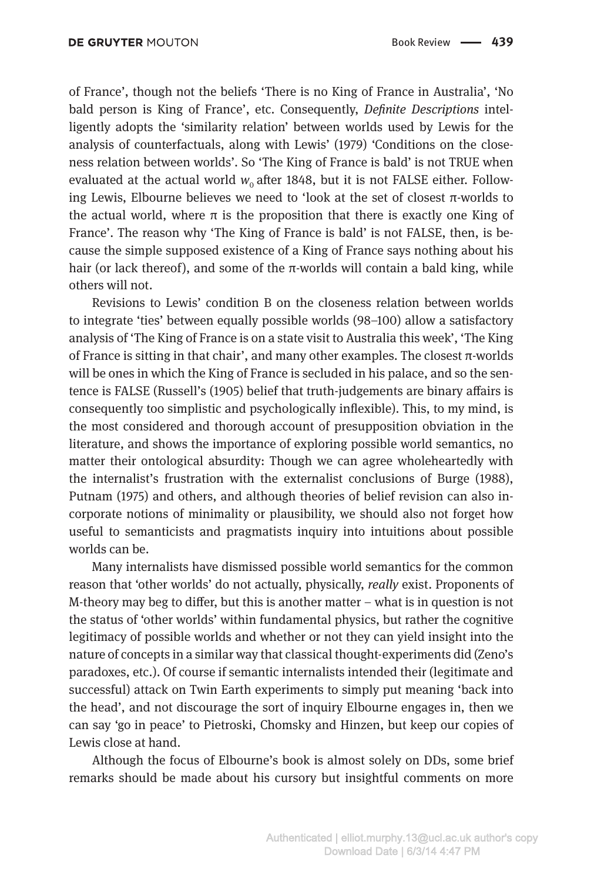of France', though not the beliefs 'There is no King of France in Australia', 'No bald person is King of France', etc. Consequently, *Definite Descriptions* intelligently adopts the 'similarity relation' between worlds used by Lewis for the analysis of counterfactuals, along with Lewis' (1979) 'Conditions on the closeness relation between worlds'. So 'The King of France is bald' is not TRUE when evaluated at the actual world $w_0$ after 1848, but it is not FALSE either. Following Lewis, Elbourne believes we need to 'look at the set of closest π-worlds to the actual world, where π is the proposition that there is exactly one King of France'. The reason why 'The King of France is bald' is not FALSE, then, is because the simple supposed existence of a King of France says nothing about his hair (or lack thereof), and some of the π-worlds will contain a bald king, while others will not.

Revisions to Lewis' condition B on the closeness relation between worlds to integrate 'ties' between equally possible worlds (98–100) allow a satisfactory analysis of 'The King of France is on a state visit to Australia this week', 'The King of France is sitting in that chair', and many other examples. The closest π-worlds will be ones in which the King of France is secluded in his palace, and so the sentence is FALSE (Russell's (1905) belief that truth-judgements are binary affairs is consequently too simplistic and psychologically inflexible). This, to my mind, is the most considered and thorough account of presupposition obviation in the literature, and shows the importance of exploring possible world semantics, no matter their ontological absurdity: Though we can agree wholeheartedly with the internalist's frustration with the externalist conclusions of Burge (1988), Putnam (1975) and others, and although theories of belief revision can also incorporate notions of minimality or plausibility, we should also not forget how useful to semanticists and pragmatists inquiry into intuitions about possible worlds can be.

Many internalists have dismissed possible world semantics for the common reason that 'other worlds' do not actually, physically, *really* exist. Proponents of M-theory may beg to differ, but this is another matter – what is in question is not the status of 'other worlds' within fundamental physics, but rather the cognitive legitimacy of possible worlds and whether or not they can yield insight into the nature of concepts in a similar way that classical thought-experiments did (Zeno's paradoxes, etc.). Of course if semantic internalists intended their (legitimate and successful) attack on Twin Earth experiments to simply put meaning 'back into the head', and not discourage the sort of inquiry Elbourne engages in, then we can say 'go in peace' to Pietroski, Chomsky and Hinzen, but keep our copies of Lewis close at hand.

Although the focus of Elbourne's book is almost solely on DDs, some brief remarks should be made about his cursory but insightful comments on more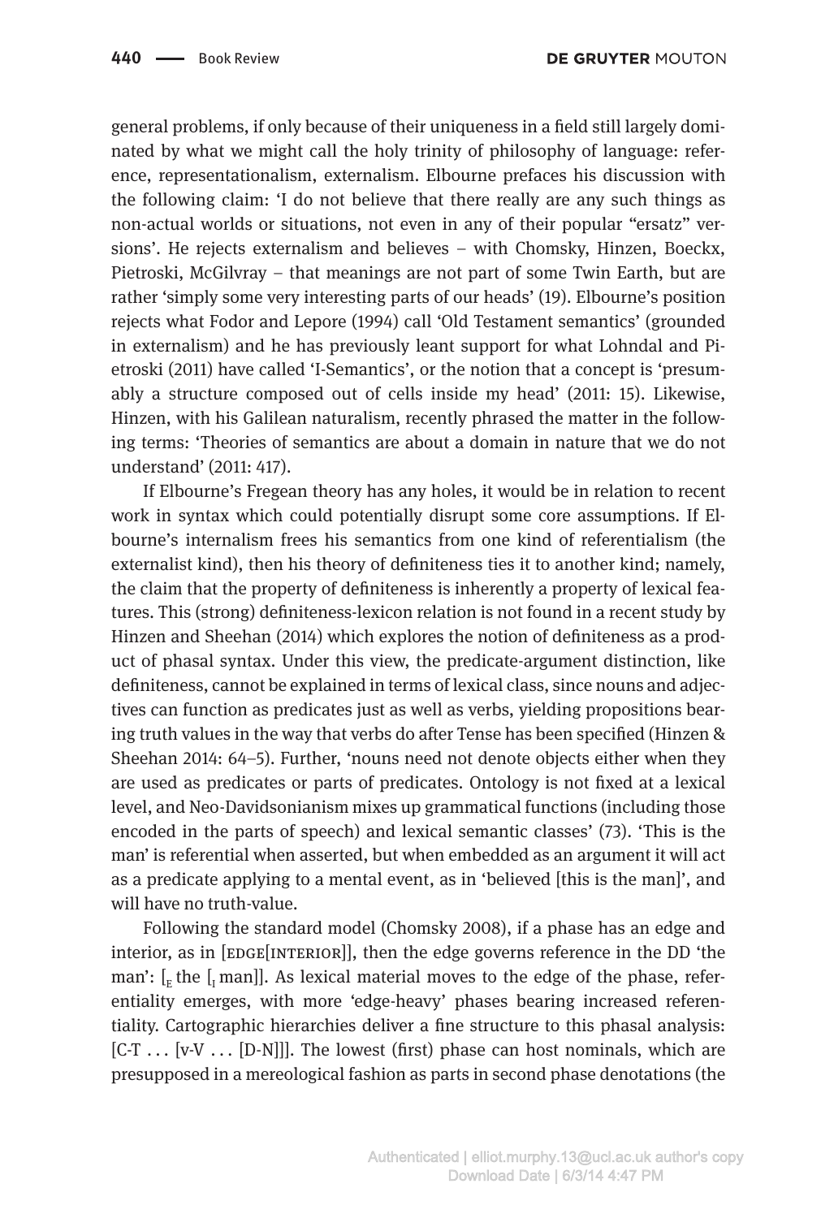general problems, if only because of their uniqueness in a field still largely dominated by what we might call the holy trinity of philosophy of language: reference, representationalism, externalism. Elbourne prefaces his discussion with the following claim: 'I do not believe that there really are any such things as non-actual worlds or situations, not even in any of their popular "ersatz" versions'. He rejects externalism and believes – with Chomsky, Hinzen, Boeckx, Pietroski, McGilvray – that meanings are not part of some Twin Earth, but are rather 'simply some very interesting parts of our heads' (19). Elbourne's position rejects what Fodor and Lepore (1994) call 'Old Testament semantics' (grounded in externalism) and he has previously leant support for what Lohndal and Pietroski (2011) have called 'I-Semantics', or the notion that a concept is 'presumably a structure composed out of cells inside my head' (2011: 15). Likewise, Hinzen, with his Galilean naturalism, recently phrased the matter in the following terms: 'Theories of semantics are about a domain in nature that we do not understand' (2011: 417).

If Elbourne's Fregean theory has any holes, it would be in relation to recent work in syntax which could potentially disrupt some core assumptions. If Elbourne's internalism frees his semantics from one kind of referentialism (the externalist kind), then his theory of definiteness ties it to another kind; namely, the claim that the property of definiteness is inherently a property of lexical features. This (strong) definiteness-lexicon relation is not found in a recent study by Hinzen and Sheehan (2014) which explores the notion of definiteness as a product of phasal syntax. Under this view, the predicate-argument distinction, like definiteness, cannot be explained in terms of lexical class, since nouns and adjectives can function as predicates just as well as verbs, yielding propositions bearing truth values in the way that verbs do after Tense has been specified (Hinzen & Sheehan 2014: 64–5). Further, 'nouns need not denote objects either when they are used as predicates or parts of predicates. Ontology is not fixed at a lexical level, and Neo-Davidsonianism mixes up grammatical functions (including those encoded in the parts of speech) and lexical semantic classes' (73). 'This is the man' is referential when asserted, but when embedded as an argument it will act as a predicate applying to a mental event, as in 'believed [this is the man]', and will have no truth-value.

Following the standard model (Chomsky 2008), if a phase has an edge and interior, as in [EDGE[INTERIOR]], then the edge governs reference in the DD 'the man': $[_E$ the $[_I$ man]]. As lexical material moves to the edge of the phase, referentiality emerges, with more 'edge-heavy' phases bearing increased referentiality. Cartographic hierarchies deliver a fine structure to this phasal analysis: [C-T . . . [v-V . . . [D-N]]]. The lowest (first) phase can host nominals, which are presupposed in a mereological fashion as parts in second phase denotations (the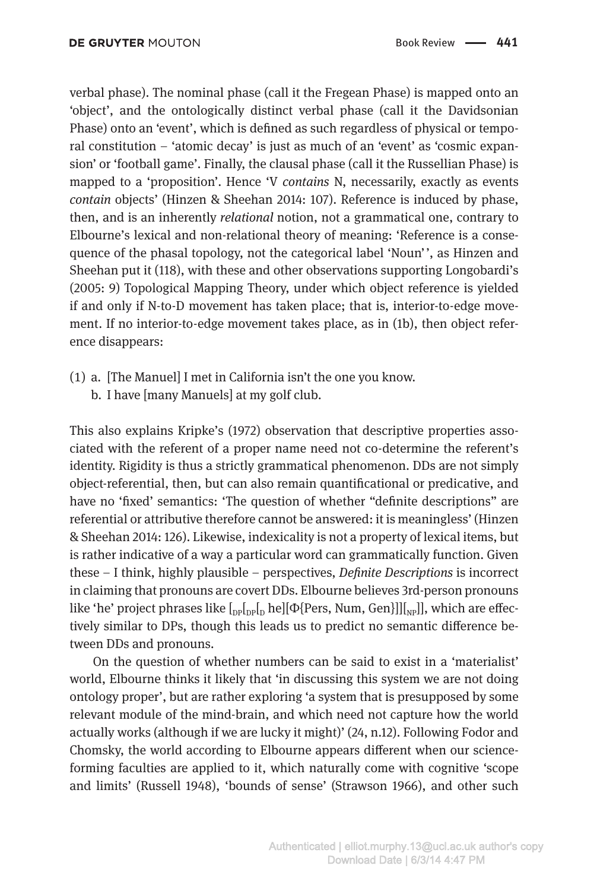verbal phase). The nominal phase (call it the Fregean Phase) is mapped onto an 'object', and the ontologically distinct verbal phase (call it the Davidsonian Phase) onto an 'event', which is defined as such regardless of physical or temporal constitution – 'atomic decay' is just as much of an 'event' as 'cosmic expansion' or 'football game'. Finally, the clausal phase (call it the Russellian Phase) is mapped to a 'proposition'. Hence 'V *contains* N, necessarily, exactly as events *contain* objects' (Hinzen & Sheehan 2014: 107). Reference is induced by phase, then, and is an inherently *relational* notion, not a grammatical one, contrary to Elbourne's lexical and non-relational theory of meaning: 'Reference is a consequence of the phasal topology, not the categorical label 'Noun'', as Hinzen and Sheehan put it (118), with these and other observations supporting Longobardi's (2005: 9) Topological Mapping Theory, under which object reference is yielded if and only if N-to-D movement has taken place; that is, interior-to-edge movement. If no interior-to-edge movement takes place, as in (1b), then object reference disappears:

(1) a. [The Manuel] I met in California isn't the one you know.
    b. I have [many Manuels] at my golf club.

This also explains Kripke's (1972) observation that descriptive properties associated with the referent of a proper name need not co-determine the referent's identity. Rigidity is thus a strictly grammatical phenomenon. DDs are not simply object-referential, then, but can also remain quantificational or predicative, and have no 'fixed' semantics: 'The question of whether "definite descriptions" are referential or attributive therefore cannot be answered: it is meaningless' (Hinzen & Sheehan 2014: 126). Likewise, indexicality is not a property of lexical items, but is rather indicative of a way a particular word can grammatically function. Given these – I think, highly plausible – perspectives, *Definite Descriptions* is incorrect in claiming that pronouns are covert DDs. Elbourne believes 3rd-person pronouns like 'he' project phrases like $[_{DP}[_{DP}[_{D}$ he$][\Phi\{$Pers, Num, Gen$\}]][_{NP}]]$, which are effectively similar to DPs, though this leads us to predict no semantic difference between DDs and pronouns.

On the question of whether numbers can be said to exist in a 'materialist' world, Elbourne thinks it likely that 'in discussing this system we are not doing ontology proper', but are rather exploring 'a system that is presupposed by some relevant module of the mind-brain, and which need not capture how the world actually works (although if we are lucky it might)' (24, n.12). Following Fodor and Chomsky, the world according to Elbourne appears different when our science-forming faculties are applied to it, which naturally come with cognitive 'scope and limits' (Russell 1948), 'bounds of sense' (Strawson 1966), and other such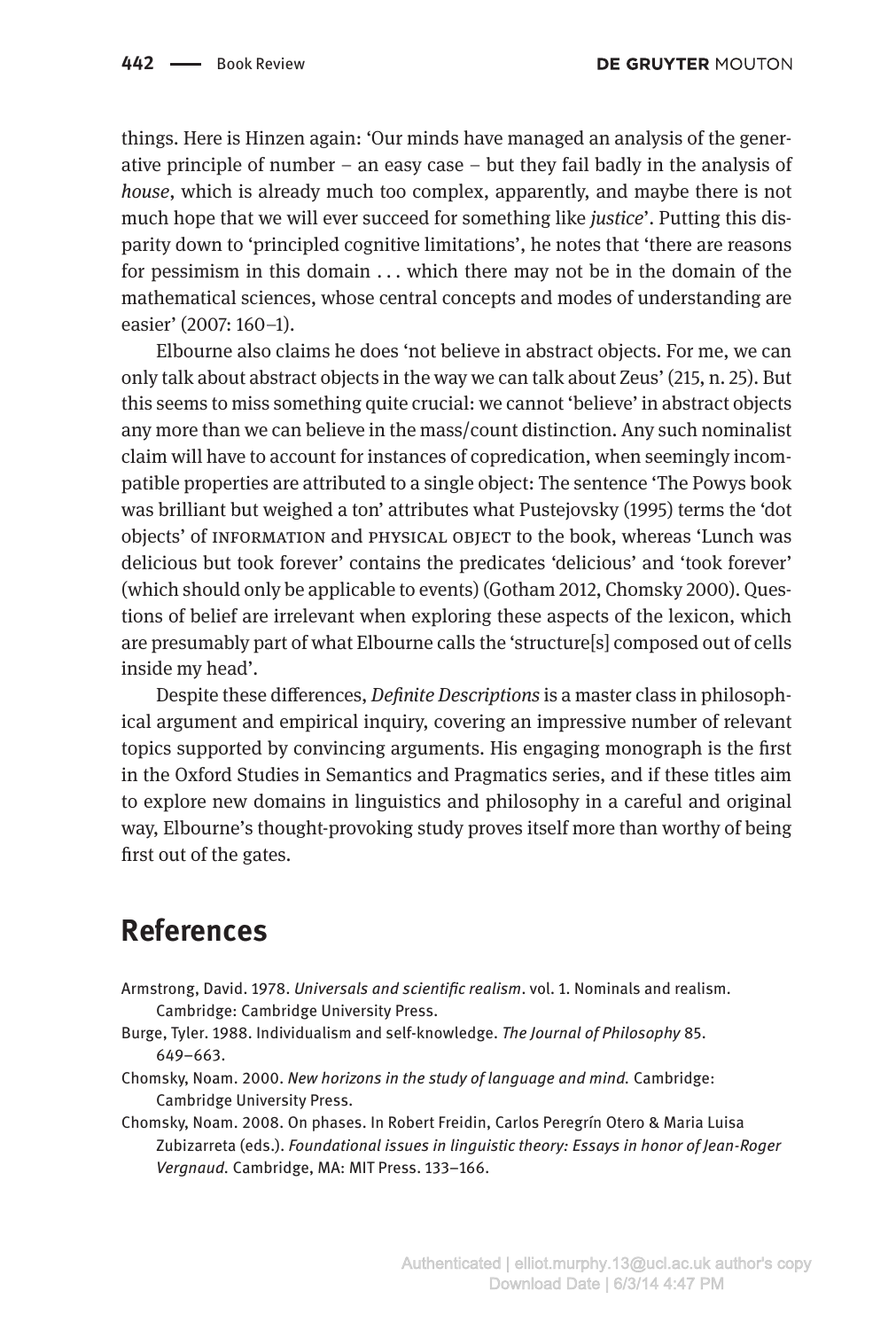things. Here is Hinzen again: 'Our minds have managed an analysis of the generative principle of number – an easy case – but they fail badly in the analysis of *house*, which is already much too complex, apparently, and maybe there is not much hope that we will ever succeed for something like *justice*'. Putting this disparity down to 'principled cognitive limitations', he notes that 'there are reasons for pessimism in this domain . . . which there may not be in the domain of the mathematical sciences, whose central concepts and modes of understanding are easier' (2007: 160–1).

Elbourne also claims he does 'not believe in abstract objects. For me, we can only talk about abstract objects in the way we can talk about Zeus' (215, n. 25). But this seems to miss something quite crucial: we cannot 'believe' in abstract objects any more than we can believe in the mass/count distinction. Any such nominalist claim will have to account for instances of copredication, when seemingly incompatible properties are attributed to a single object: The sentence 'The Powys book was brilliant but weighed a ton' attributes what Pustejovsky (1995) terms the 'dot objects' of INFORMATION and PHYSICAL OBJECT to the book, whereas 'Lunch was delicious but took forever' contains the predicates 'delicious' and 'took forever' (which should only be applicable to events) (Gotham 2012, Chomsky 2000). Questions of belief are irrelevant when exploring these aspects of the lexicon, which are presumably part of what Elbourne calls the 'structure[s] composed out of cells inside my head'.

Despite these differences, *Definite Descriptions* is a master class in philosophical argument and empirical inquiry, covering an impressive number of relevant topics supported by convincing arguments. His engaging monograph is the first in the Oxford Studies in Semantics and Pragmatics series, and if these titles aim to explore new domains in linguistics and philosophy in a careful and original way, Elbourne's thought-provoking study proves itself more than worthy of being first out of the gates.

## References

Armstrong, David. 1978. *Universals and scientific realism*. vol. 1. Nominals and realism. Cambridge: Cambridge University Press.

Burge, Tyler. 1988. Individualism and self-knowledge. *The Journal of Philosophy* 85. 649–663.

Chomsky, Noam. 2000. *New horizons in the study of language and mind*. Cambridge: Cambridge University Press.

Chomsky, Noam. 2008. On phases. In Robert Freidin, Carlos Peregrín Otero & Maria Luisa Zubizarreta (eds.). *Foundational issues in linguistic theory: Essays in honor of Jean-Roger Vergnaud*. Cambridge, MA: MIT Press. 133–166.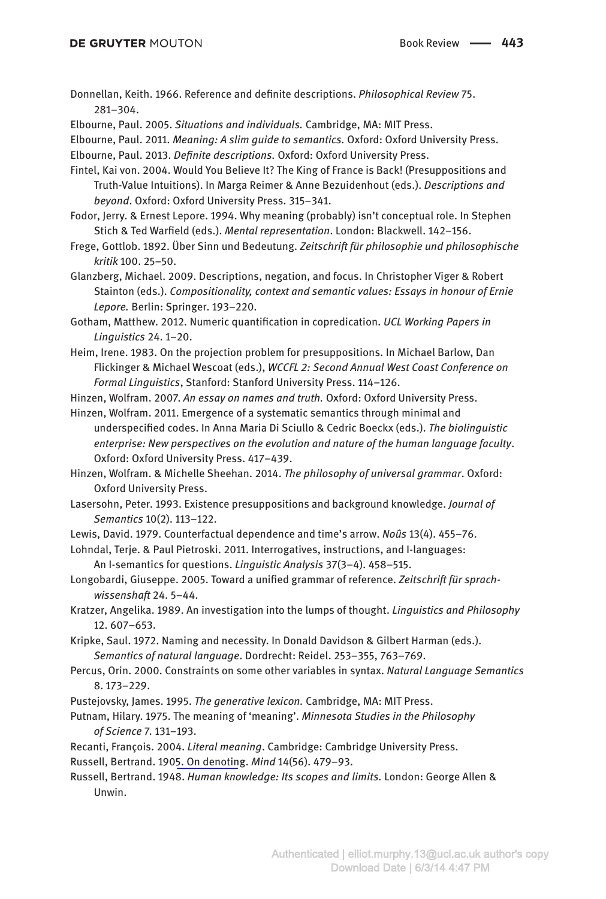Donnellan, Keith. 1966. Reference and definite descriptions. *Philosophical Review* 75. 281–304.

Elbourne, Paul. 2005. *Situations and individuals.* Cambridge, MA: MIT Press.

Elbourne, Paul. 2011. *Meaning: A slim guide to semantics.* Oxford: Oxford University Press.

Elbourne, Paul. 2013. *Definite descriptions.* Oxford: Oxford University Press.

Fintel, Kai von. 2004. Would You Believe It? The King of France is Back! (Presuppositions and Truth-Value Intuitions). In Marga Reimer & Anne Bezuidenhout (eds.). *Descriptions and beyond*. Oxford: Oxford University Press. 315–341.

Fodor, Jerry. & Ernest Lepore. 1994. Why meaning (probably) isn't conceptual role. In Stephen Stich & Ted Warfield (eds.). *Mental representation*. London: Blackwell. 142–156.

Frege, Gottlob. 1892. Über Sinn und Bedeutung. *Zeitschrift für philosophie und philosophische kritik* 100. 25–50.

Glanzberg, Michael. 2009. Descriptions, negation, and focus. In Christopher Viger & Robert Stainton (eds.). *Compositionality, context and semantic values: Essays in honour of Ernie Lepore.* Berlin: Springer. 193–220.

Gotham, Matthew. 2012. Numeric quantification in copredication. *UCL Working Papers in Linguistics* 24. 1–20.

Heim, Irene. 1983. On the projection problem for presuppositions. In Michael Barlow, Dan Flickinger & Michael Wescoat (eds.), *WCCFL 2: Second Annual West Coast Conference on Formal Linguistics*, Stanford: Stanford University Press. 114–126.

Hinzen, Wolfram. 2007. *An essay on names and truth.* Oxford: Oxford University Press.

Hinzen, Wolfram. 2011. Emergence of a systematic semantics through minimal and underspecified codes. In Anna Maria Di Sciullo & Cedric Boeckx (eds.). *The biolinguistic enterprise: New perspectives on the evolution and nature of the human language faculty*. Oxford: Oxford University Press. 417–439.

Hinzen, Wolfram. & Michelle Sheehan. 2014. *The philosophy of universal grammar*. Oxford: Oxford University Press.

Lasersohn, Peter. 1993. Existence presuppositions and background knowledge. *Journal of Semantics* 10(2). 113–122.

Lewis, David. 1979. Counterfactual dependence and time's arrow. *Noûs* 13(4). 455–76.

Lohndal, Terje. & Paul Pietroski. 2011. Interrogatives, instructions, and I-languages: An I-semantics for questions. *Linguistic Analysis* 37(3–4). 458–515.

Longobardi, Giuseppe. 2005. Toward a unified grammar of reference. *Zeitschrift für sprachwissenshaft* 24. 5–44.

Kratzer, Angelika. 1989. An investigation into the lumps of thought. *Linguistics and Philosophy* 12. 607–653.

Kripke, Saul. 1972. Naming and necessity. In Donald Davidson & Gilbert Harman (eds.). *Semantics of natural language*. Dordrecht: Reidel. 253–355, 763–769.

Percus, Orin. 2000. Constraints on some other variables in syntax. *Natural Language Semantics* 8. 173–229.

Pustejovsky, James. 1995. *The generative lexicon.* Cambridge, MA: MIT Press.

Putnam, Hilary. 1975. The meaning of 'meaning'. *Minnesota Studies in the Philosophy of Science* 7. 131–193.

Recanti, François. 2004. *Literal meaning*. Cambridge: Cambridge University Press.

Russell, Bertrand. 1905. On denoting. *Mind* 14(56). 479–93.

Russell, Bertrand. 1948. *Human knowledge: Its scopes and limits.* London: George Allen & Unwin.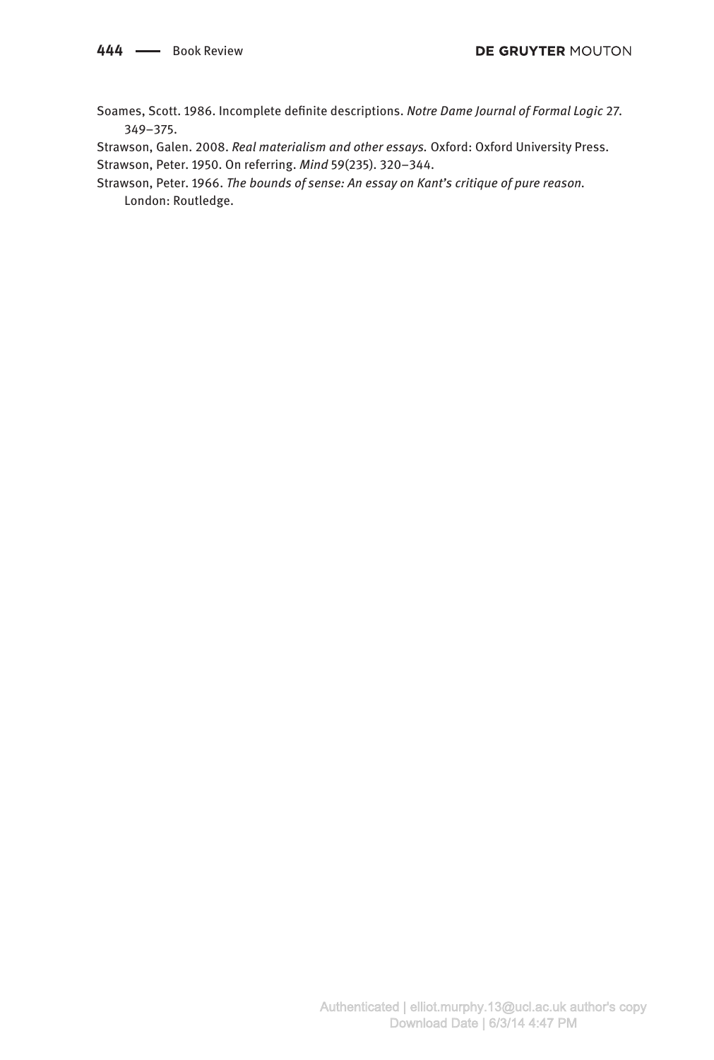Soames, Scott. 1986. Incomplete definite descriptions. *Notre Dame Journal of Formal Logic* 27. 349–375.

Strawson, Galen. 2008. *Real materialism and other essays.* Oxford: Oxford University Press.

Strawson, Peter. 1950. On referring. *Mind* 59(235). 320–344.

Strawson, Peter. 1966. *The bounds of sense: An essay on Kant's critique of pure reason.* London: Routledge.